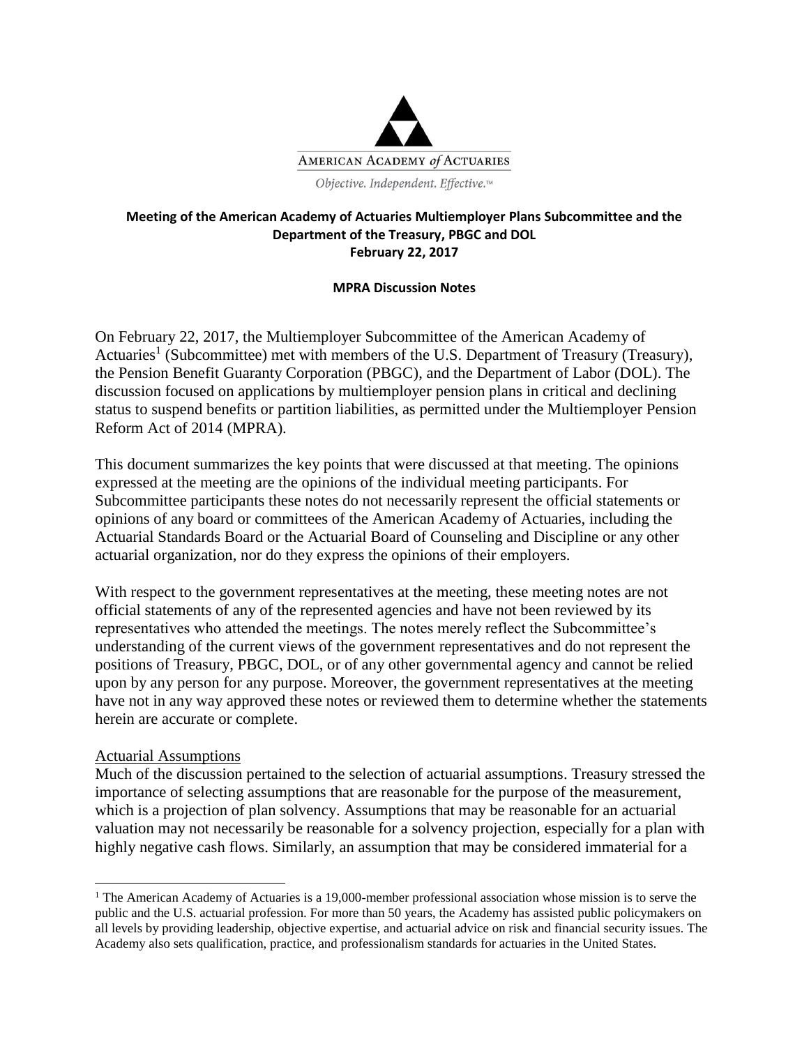AMERICAN ACADEMY *of* ACTUARIES

*Objective. Independent. Effective.™*

**Meeting of the American Academy of Actuaries Multiemployer Plans Subcommittee and the Department of the Treasury, PBGC and DOL**
**February 22, 2017**

**MPRA Discussion Notes**

On February 22, 2017, the Multiemployer Subcommittee of the American Academy of Actuaries[1] (Subcommittee) met with members of the U.S. Department of Treasury (Treasury), the Pension Benefit Guaranty Corporation (PBGC), and the Department of Labor (DOL). The discussion focused on applications by multiemployer pension plans in critical and declining status to suspend benefits or partition liabilities, as permitted under the Multiemployer Pension Reform Act of 2014 (MPRA).

This document summarizes the key points that were discussed at that meeting. The opinions expressed at the meeting are the opinions of the individual meeting participants. For Subcommittee participants these notes do not necessarily represent the official statements or opinions of any board or committees of the American Academy of Actuaries, including the Actuarial Standards Board or the Actuarial Board of Counseling and Discipline or any other actuarial organization, nor do they express the opinions of their employers.

With respect to the government representatives at the meeting, these meeting notes are not official statements of any of the represented agencies and have not been reviewed by its representatives who attended the meetings. The notes merely reflect the Subcommittee's understanding of the current views of the government representatives and do not represent the positions of Treasury, PBGC, DOL, or of any other governmental agency and cannot be relied upon by any person for any purpose. Moreover, the government representatives at the meeting have not in any way approved these notes or reviewed them to determine whether the statements herein are accurate or complete.

## Actuarial Assumptions

Much of the discussion pertained to the selection of actuarial assumptions. Treasury stressed the importance of selecting assumptions that are reasonable for the purpose of the measurement, which is a projection of plan solvency. Assumptions that may be reasonable for an actuarial valuation may not necessarily be reasonable for a solvency projection, especially for a plan with highly negative cash flows. Similarly, an assumption that may be considered immaterial for a

[1] The American Academy of Actuaries is a 19,000-member professional association whose mission is to serve the public and the U.S. actuarial profession. For more than 50 years, the Academy has assisted public policymakers on all levels by providing leadership, objective expertise, and actuarial advice on risk and financial security issues. The Academy also sets qualification, practice, and professionalism standards for actuaries in the United States.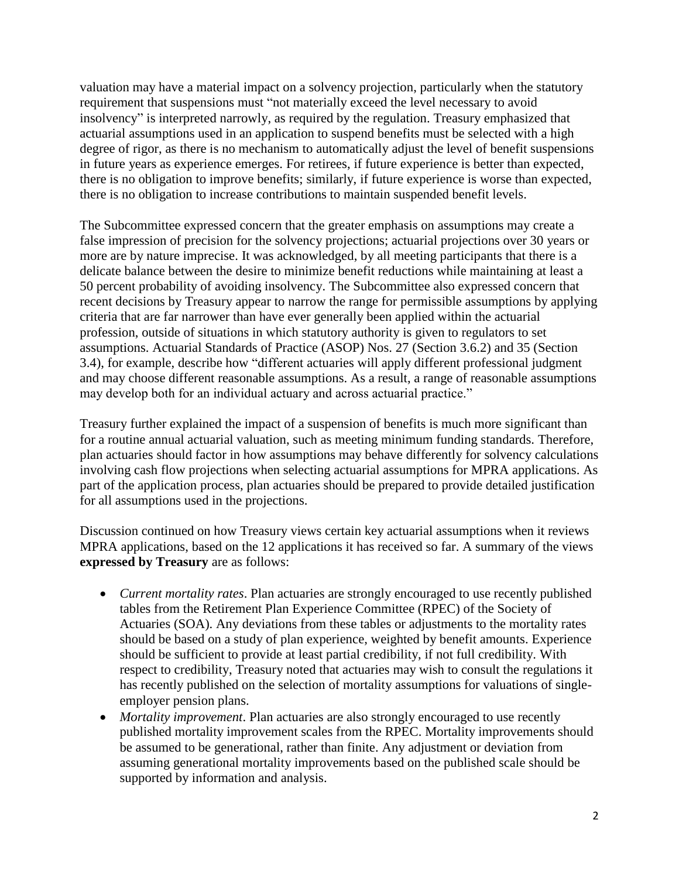valuation may have a material impact on a solvency projection, particularly when the statutory requirement that suspensions must "not materially exceed the level necessary to avoid insolvency" is interpreted narrowly, as required by the regulation. Treasury emphasized that actuarial assumptions used in an application to suspend benefits must be selected with a high degree of rigor, as there is no mechanism to automatically adjust the level of benefit suspensions in future years as experience emerges. For retirees, if future experience is better than expected, there is no obligation to improve benefits; similarly, if future experience is worse than expected, there is no obligation to increase contributions to maintain suspended benefit levels.

The Subcommittee expressed concern that the greater emphasis on assumptions may create a false impression of precision for the solvency projections; actuarial projections over 30 years or more are by nature imprecise. It was acknowledged, by all meeting participants that there is a delicate balance between the desire to minimize benefit reductions while maintaining at least a 50 percent probability of avoiding insolvency. The Subcommittee also expressed concern that recent decisions by Treasury appear to narrow the range for permissible assumptions by applying criteria that are far narrower than have ever generally been applied within the actuarial profession, outside of situations in which statutory authority is given to regulators to set assumptions. Actuarial Standards of Practice (ASOP) Nos. 27 (Section 3.6.2) and 35 (Section 3.4), for example, describe how "different actuaries will apply different professional judgment and may choose different reasonable assumptions. As a result, a range of reasonable assumptions may develop both for an individual actuary and across actuarial practice."

Treasury further explained the impact of a suspension of benefits is much more significant than for a routine annual actuarial valuation, such as meeting minimum funding standards. Therefore, plan actuaries should factor in how assumptions may behave differently for solvency calculations involving cash flow projections when selecting actuarial assumptions for MPRA applications. As part of the application process, plan actuaries should be prepared to provide detailed justification for all assumptions used in the projections.

Discussion continued on how Treasury views certain key actuarial assumptions when it reviews MPRA applications, based on the 12 applications it has received so far. A summary of the views **expressed by Treasury** are as follows:

- *Current mortality rates*. Plan actuaries are strongly encouraged to use recently published tables from the Retirement Plan Experience Committee (RPEC) of the Society of Actuaries (SOA). Any deviations from these tables or adjustments to the mortality rates should be based on a study of plan experience, weighted by benefit amounts. Experience should be sufficient to provide at least partial credibility, if not full credibility. With respect to credibility, Treasury noted that actuaries may wish to consult the regulations it has recently published on the selection of mortality assumptions for valuations of single-employer pension plans.
- *Mortality improvement*. Plan actuaries are also strongly encouraged to use recently published mortality improvement scales from the RPEC. Mortality improvements should be assumed to be generational, rather than finite. Any adjustment or deviation from assuming generational mortality improvements based on the published scale should be supported by information and analysis.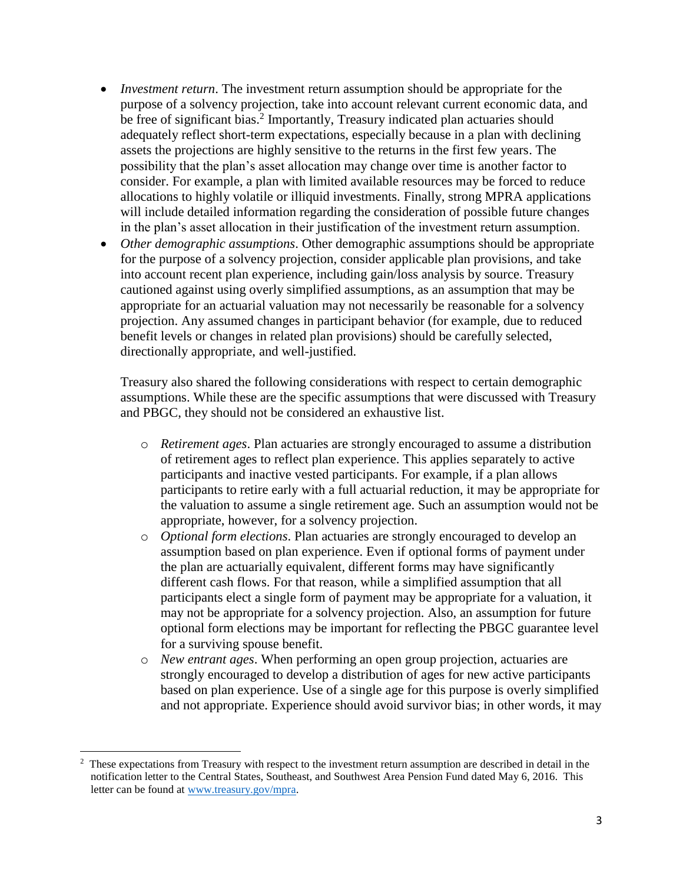- *Investment return*. The investment return assumption should be appropriate for the purpose of a solvency projection, take into account relevant current economic data, and be free of significant bias.[2] Importantly, Treasury indicated plan actuaries should adequately reflect short-term expectations, especially because in a plan with declining assets the projections are highly sensitive to the returns in the first few years. The possibility that the plan's asset allocation may change over time is another factor to consider. For example, a plan with limited available resources may be forced to reduce allocations to highly volatile or illiquid investments. Finally, strong MPRA applications will include detailed information regarding the consideration of possible future changes in the plan's asset allocation in their justification of the investment return assumption.
- *Other demographic assumptions*. Other demographic assumptions should be appropriate for the purpose of a solvency projection, consider applicable plan provisions, and take into account recent plan experience, including gain/loss analysis by source. Treasury cautioned against using overly simplified assumptions, as an assumption that may be appropriate for an actuarial valuation may not necessarily be reasonable for a solvency projection. Any assumed changes in participant behavior (for example, due to reduced benefit levels or changes in related plan provisions) should be carefully selected, directionally appropriate, and well-justified.

  Treasury also shared the following considerations with respect to certain demographic assumptions. While these are the specific assumptions that were discussed with Treasury and PBGC, they should not be considered an exhaustive list.

  - *Retirement ages*. Plan actuaries are strongly encouraged to assume a distribution of retirement ages to reflect plan experience. This applies separately to active participants and inactive vested participants. For example, if a plan allows participants to retire early with a full actuarial reduction, it may be appropriate for the valuation to assume a single retirement age. Such an assumption would not be appropriate, however, for a solvency projection.
  - *Optional form elections*. Plan actuaries are strongly encouraged to develop an assumption based on plan experience. Even if optional forms of payment under the plan are actuarially equivalent, different forms may have significantly different cash flows. For that reason, while a simplified assumption that all participants elect a single form of payment may be appropriate for a valuation, it may not be appropriate for a solvency projection. Also, an assumption for future optional form elections may be important for reflecting the PBGC guarantee level for a surviving spouse benefit.
  - *New entrant ages*. When performing an open group projection, actuaries are strongly encouraged to develop a distribution of ages for new active participants based on plan experience. Use of a single age for this purpose is overly simplified and not appropriate. Experience should avoid survivor bias; in other words, it may

---

[2] These expectations from Treasury with respect to the investment return assumption are described in detail in the notification letter to the Central States, Southeast, and Southwest Area Pension Fund dated May 6, 2016. This letter can be found at [www.treasury.gov/mpra](www.treasury.gov/mpra).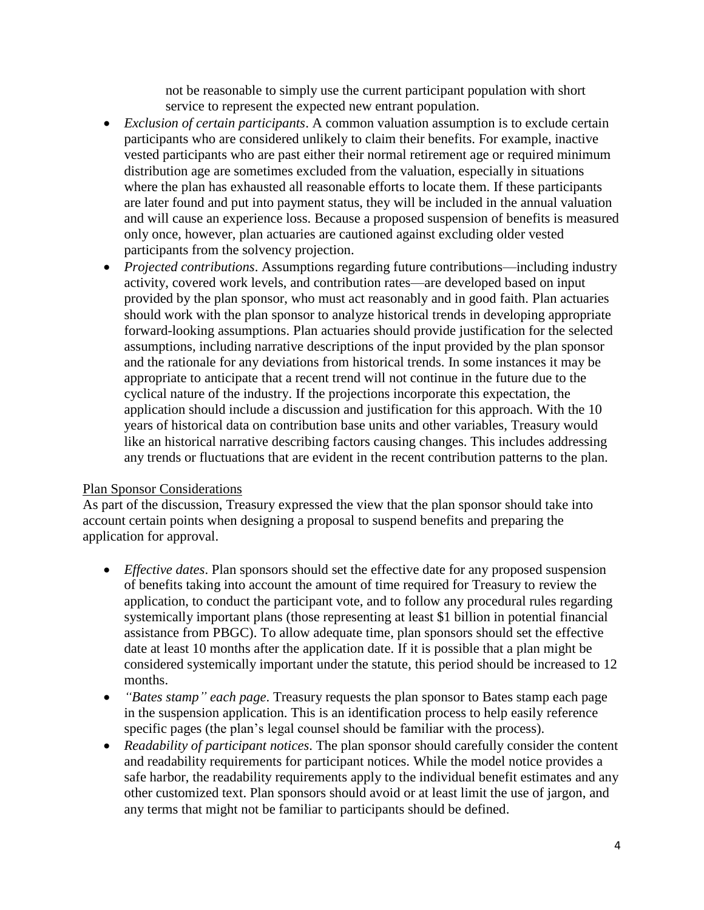not be reasonable to simply use the current participant population with short service to represent the expected new entrant population.

- *Exclusion of certain participants*. A common valuation assumption is to exclude certain participants who are considered unlikely to claim their benefits. For example, inactive vested participants who are past either their normal retirement age or required minimum distribution age are sometimes excluded from the valuation, especially in situations where the plan has exhausted all reasonable efforts to locate them. If these participants are later found and put into payment status, they will be included in the annual valuation and will cause an experience loss. Because a proposed suspension of benefits is measured only once, however, plan actuaries are cautioned against excluding older vested participants from the solvency projection.
- *Projected contributions*. Assumptions regarding future contributions—including industry activity, covered work levels, and contribution rates—are developed based on input provided by the plan sponsor, who must act reasonably and in good faith. Plan actuaries should work with the plan sponsor to analyze historical trends in developing appropriate forward-looking assumptions. Plan actuaries should provide justification for the selected assumptions, including narrative descriptions of the input provided by the plan sponsor and the rationale for any deviations from historical trends. In some instances it may be appropriate to anticipate that a recent trend will not continue in the future due to the cyclical nature of the industry. If the projections incorporate this expectation, the application should include a discussion and justification for this approach. With the 10 years of historical data on contribution base units and other variables, Treasury would like an historical narrative describing factors causing changes. This includes addressing any trends or fluctuations that are evident in the recent contribution patterns to the plan.

Plan Sponsor Considerations

As part of the discussion, Treasury expressed the view that the plan sponsor should take into account certain points when designing a proposal to suspend benefits and preparing the application for approval.

- *Effective dates*. Plan sponsors should set the effective date for any proposed suspension of benefits taking into account the amount of time required for Treasury to review the application, to conduct the participant vote, and to follow any procedural rules regarding systemically important plans (those representing at least $1 billion in potential financial assistance from PBGC). To allow adequate time, plan sponsors should set the effective date at least 10 months after the application date. If it is possible that a plan might be considered systemically important under the statute, this period should be increased to 12 months.
- *"Bates stamp" each page*. Treasury requests the plan sponsor to Bates stamp each page in the suspension application. This is an identification process to help easily reference specific pages (the plan's legal counsel should be familiar with the process).
- *Readability of participant notices*. The plan sponsor should carefully consider the content and readability requirements for participant notices. While the model notice provides a safe harbor, the readability requirements apply to the individual benefit estimates and any other customized text. Plan sponsors should avoid or at least limit the use of jargon, and any terms that might not be familiar to participants should be defined.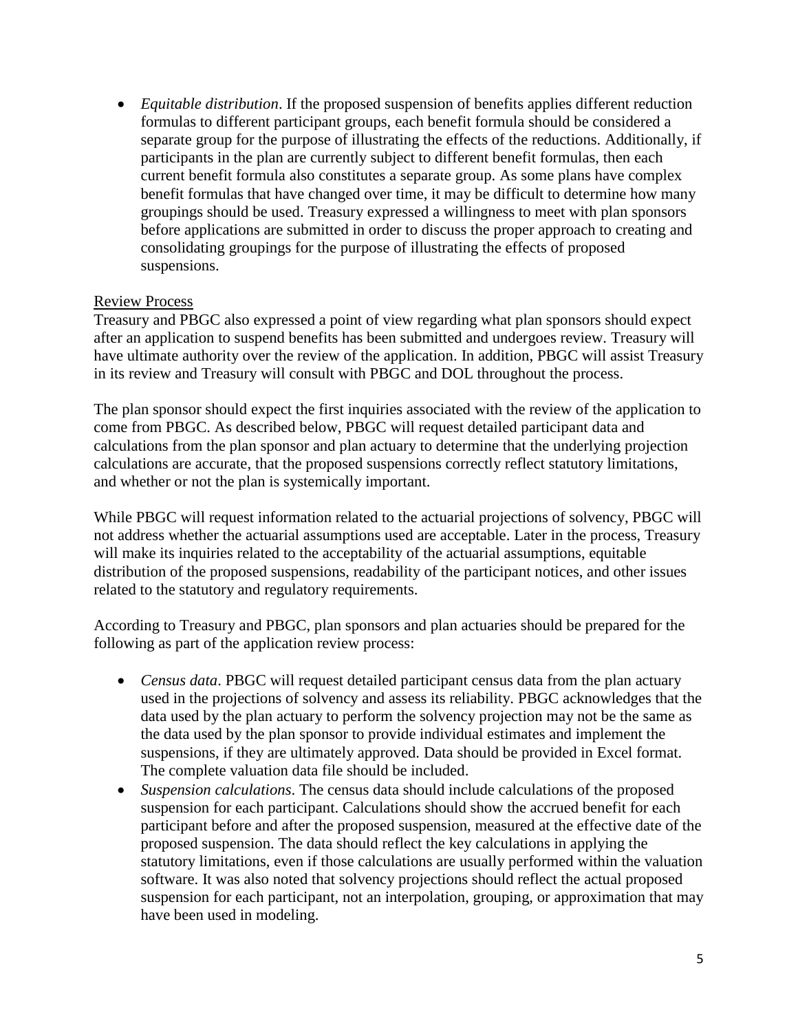- *Equitable distribution*. If the proposed suspension of benefits applies different reduction formulas to different participant groups, each benefit formula should be considered a separate group for the purpose of illustrating the effects of the reductions. Additionally, if participants in the plan are currently subject to different benefit formulas, then each current benefit formula also constitutes a separate group. As some plans have complex benefit formulas that have changed over time, it may be difficult to determine how many groupings should be used. Treasury expressed a willingness to meet with plan sponsors before applications are submitted in order to discuss the proper approach to creating and consolidating groupings for the purpose of illustrating the effects of proposed suspensions.

<u>Review Process</u>

Treasury and PBGC also expressed a point of view regarding what plan sponsors should expect after an application to suspend benefits has been submitted and undergoes review. Treasury will have ultimate authority over the review of the application. In addition, PBGC will assist Treasury in its review and Treasury will consult with PBGC and DOL throughout the process.

The plan sponsor should expect the first inquiries associated with the review of the application to come from PBGC. As described below, PBGC will request detailed participant data and calculations from the plan sponsor and plan actuary to determine that the underlying projection calculations are accurate, that the proposed suspensions correctly reflect statutory limitations, and whether or not the plan is systemically important.

While PBGC will request information related to the actuarial projections of solvency, PBGC will not address whether the actuarial assumptions used are acceptable. Later in the process, Treasury will make its inquiries related to the acceptability of the actuarial assumptions, equitable distribution of the proposed suspensions, readability of the participant notices, and other issues related to the statutory and regulatory requirements.

According to Treasury and PBGC, plan sponsors and plan actuaries should be prepared for the following as part of the application review process:

- *Census data*. PBGC will request detailed participant census data from the plan actuary used in the projections of solvency and assess its reliability. PBGC acknowledges that the data used by the plan actuary to perform the solvency projection may not be the same as the data used by the plan sponsor to provide individual estimates and implement the suspensions, if they are ultimately approved. Data should be provided in Excel format. The complete valuation data file should be included.
- *Suspension calculations*. The census data should include calculations of the proposed suspension for each participant. Calculations should show the accrued benefit for each participant before and after the proposed suspension, measured at the effective date of the proposed suspension. The data should reflect the key calculations in applying the statutory limitations, even if those calculations are usually performed within the valuation software. It was also noted that solvency projections should reflect the actual proposed suspension for each participant, not an interpolation, grouping, or approximation that may have been used in modeling.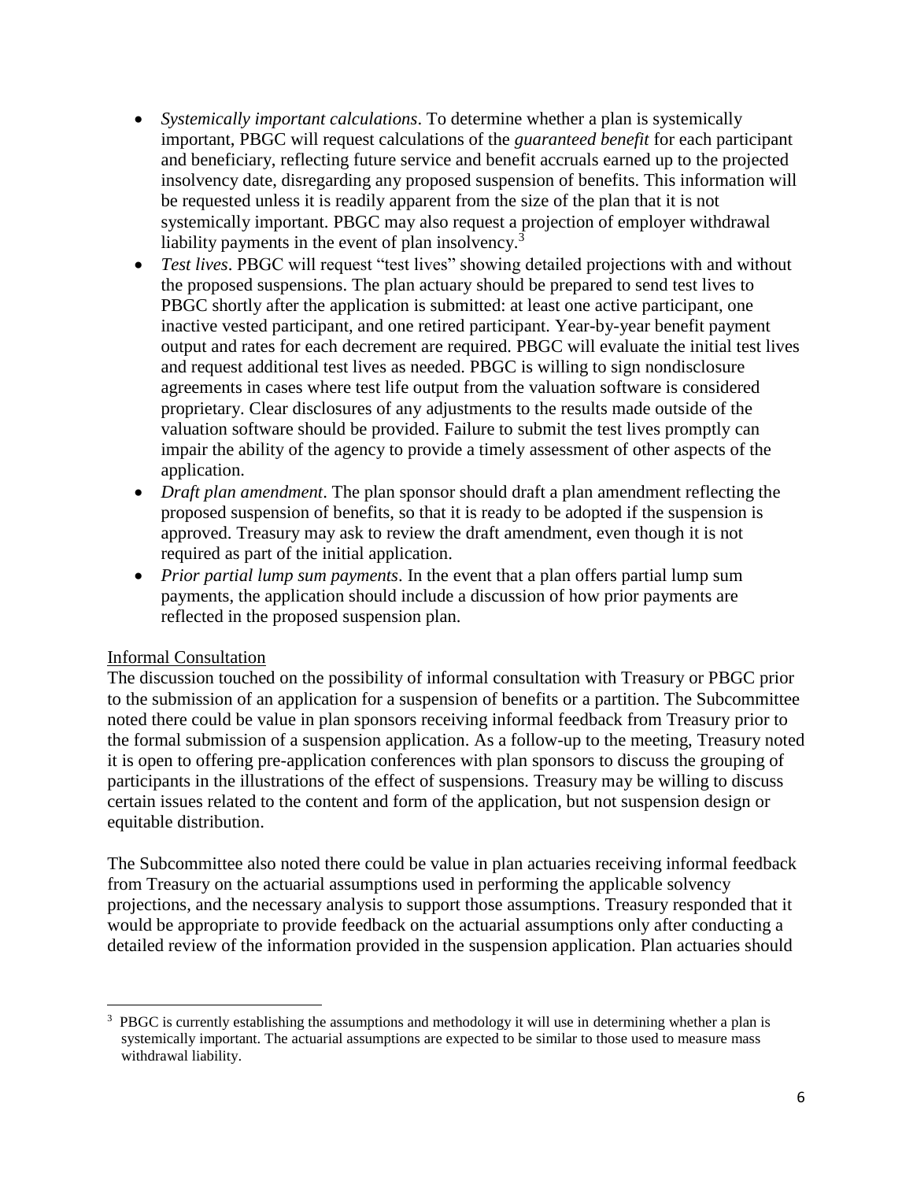- *Systemically important calculations*. To determine whether a plan is systemically important, PBGC will request calculations of the *guaranteed benefit* for each participant and beneficiary, reflecting future service and benefit accruals earned up to the projected insolvency date, disregarding any proposed suspension of benefits. This information will be requested unless it is readily apparent from the size of the plan that it is not systemically important. PBGC may also request a projection of employer withdrawal liability payments in the event of plan insolvency.[3]
- *Test lives*. PBGC will request "test lives" showing detailed projections with and without the proposed suspensions. The plan actuary should be prepared to send test lives to PBGC shortly after the application is submitted: at least one active participant, one inactive vested participant, and one retired participant. Year-by-year benefit payment output and rates for each decrement are required. PBGC will evaluate the initial test lives and request additional test lives as needed. PBGC is willing to sign nondisclosure agreements in cases where test life output from the valuation software is considered proprietary. Clear disclosures of any adjustments to the results made outside of the valuation software should be provided. Failure to submit the test lives promptly can impair the ability of the agency to provide a timely assessment of other aspects of the application.
- *Draft plan amendment*. The plan sponsor should draft a plan amendment reflecting the proposed suspension of benefits, so that it is ready to be adopted if the suspension is approved. Treasury may ask to review the draft amendment, even though it is not required as part of the initial application.
- *Prior partial lump sum payments*. In the event that a plan offers partial lump sum payments, the application should include a discussion of how prior payments are reflected in the proposed suspension plan.

Informal Consultation

The discussion touched on the possibility of informal consultation with Treasury or PBGC prior to the submission of an application for a suspension of benefits or a partition. The Subcommittee noted there could be value in plan sponsors receiving informal feedback from Treasury prior to the formal submission of a suspension application. As a follow-up to the meeting, Treasury noted it is open to offering pre-application conferences with plan sponsors to discuss the grouping of participants in the illustrations of the effect of suspensions. Treasury may be willing to discuss certain issues related to the content and form of the application, but not suspension design or equitable distribution.

The Subcommittee also noted there could be value in plan actuaries receiving informal feedback from Treasury on the actuarial assumptions used in performing the applicable solvency projections, and the necessary analysis to support those assumptions. Treasury responded that it would be appropriate to provide feedback on the actuarial assumptions only after conducting a detailed review of the information provided in the suspension application. Plan actuaries should

[3] PBGC is currently establishing the assumptions and methodology it will use in determining whether a plan is systemically important. The actuarial assumptions are expected to be similar to those used to measure mass withdrawal liability.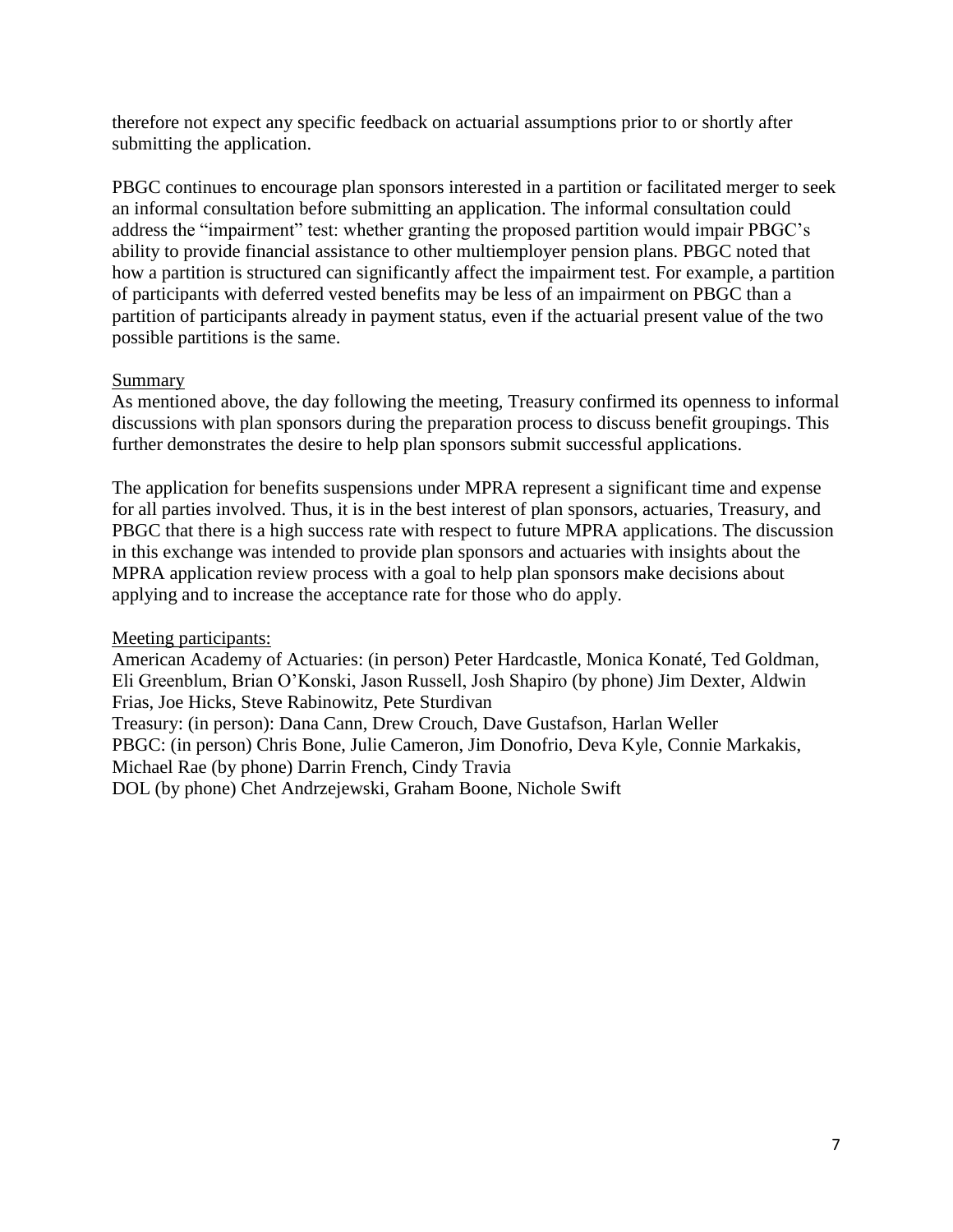therefore not expect any specific feedback on actuarial assumptions prior to or shortly after submitting the application.

PBGC continues to encourage plan sponsors interested in a partition or facilitated merger to seek an informal consultation before submitting an application. The informal consultation could address the "impairment" test: whether granting the proposed partition would impair PBGC's ability to provide financial assistance to other multiemployer pension plans. PBGC noted that how a partition is structured can significantly affect the impairment test. For example, a partition of participants with deferred vested benefits may be less of an impairment on PBGC than a partition of participants already in payment status, even if the actuarial present value of the two possible partitions is the same.

<u>Summary</u>

As mentioned above, the day following the meeting, Treasury confirmed its openness to informal discussions with plan sponsors during the preparation process to discuss benefit groupings. This further demonstrates the desire to help plan sponsors submit successful applications.

The application for benefits suspensions under MPRA represent a significant time and expense for all parties involved. Thus, it is in the best interest of plan sponsors, actuaries, Treasury, and PBGC that there is a high success rate with respect to future MPRA applications. The discussion in this exchange was intended to provide plan sponsors and actuaries with insights about the MPRA application review process with a goal to help plan sponsors make decisions about applying and to increase the acceptance rate for those who do apply.

<u>Meeting participants:</u>

American Academy of Actuaries: (in person) Peter Hardcastle, Monica Konaté, Ted Goldman, Eli Greenblum, Brian O'Konski, Jason Russell, Josh Shapiro (by phone) Jim Dexter, Aldwin Frias, Joe Hicks, Steve Rabinowitz, Pete Sturdivan

Treasury: (in person): Dana Cann, Drew Crouch, Dave Gustafson, Harlan Weller

PBGC: (in person) Chris Bone, Julie Cameron, Jim Donofrio, Deva Kyle, Connie Markakis, Michael Rae (by phone) Darrin French, Cindy Travia

DOL (by phone) Chet Andrzejewski, Graham Boone, Nichole Swift